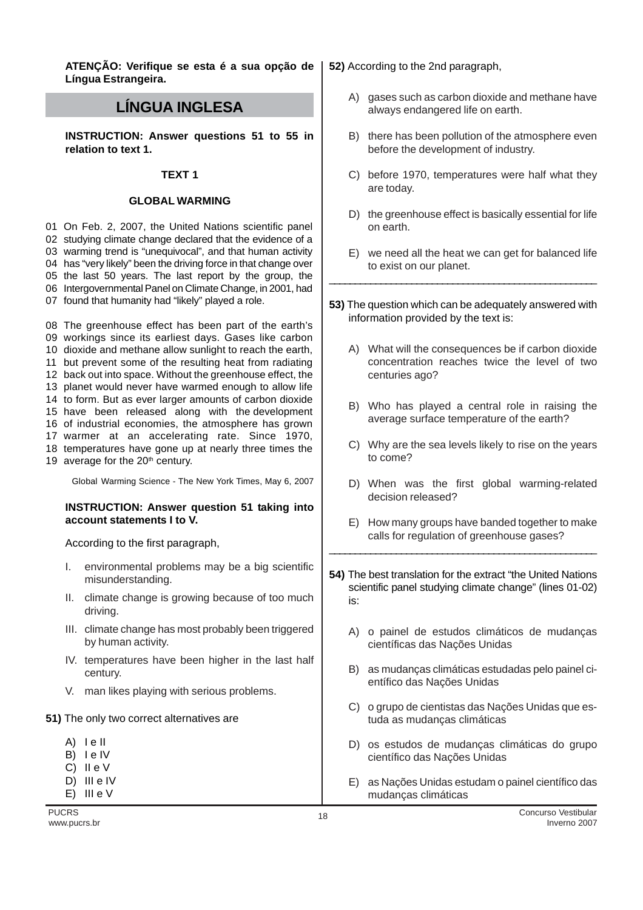**ATENÇÃO: Verifique se esta é a sua opção de Língua Estrangeira.**

# LÍNGUA INGLESA

**INSTRUCTION: Answer questions 51 to 55 in relation to text 1.**

**TEXT 1**

**GLOBAL WARMING**

01 On Feb. 2, 2007, the United Nations scientific panel
02 studying climate change declared that the evidence of a
03 warming trend is “unequivocal”, and that human activity
04 has “very likely” been the driving force in that change over
05 the last 50 years. The last report by the group, the
06 Intergovernmental Panel on Climate Change, in 2001, had
07 found that humanity had “likely” played a role.

08 The greenhouse effect has been part of the earth’s
09 workings since its earliest days. Gases like carbon
10 dioxide and methane allow sunlight to reach the earth,
11 but prevent some of the resulting heat from radiating
12 back out into space. Without the greenhouse effect, the
13 planet would never have warmed enough to allow life
14 to form. But as ever larger amounts of carbon dioxide
15 have been released along with the development
16 of industrial economies, the atmosphere has grown
17 warmer at an accelerating rate. Since 1970,
18 temperatures have gone up at nearly three times the
19 average for the 20th century.

Global Warming Science - The New York Times, May 6, 2007

**INSTRUCTION: Answer question 51 taking into account statements I to V.**

According to the first paragraph,

I. environmental problems may be a big scientific misunderstanding.

II. climate change is growing because of too much driving.

III. climate change has most probably been triggered by human activity.

IV. temperatures have been higher in the last half century.

V. man likes playing with serious problems.

**51)** The only two correct alternatives are

A) I e II
B) I e IV
C) II e V
D) III e IV
E) III e V

**52)** According to the 2nd paragraph,

A) gases such as carbon dioxide and methane have always endangered life on earth.

B) there has been pollution of the atmosphere even before the development of industry.

C) before 1970, temperatures were half what they are today.

D) the greenhouse effect is basically essential for life on earth.

E) we need all the heat we can get for balanced life to exist on our planet.

---

**53)** The question which can be adequately answered with information provided by the text is:

A) What will the consequences be if carbon dioxide concentration reaches twice the level of two centuries ago?

B) Who has played a central role in raising the average surface temperature of the earth?

C) Why are the sea levels likely to rise on the years to come?

D) When was the first global warming-related decision released?

E) How many groups have banded together to make calls for regulation of greenhouse gases?

---

**54)** The best translation for the extract “the United Nations scientific panel studying climate change” (lines 01-02) is:

A) o painel de estudos climáticos de mudanças científicas das Nações Unidas

B) as mudanças climáticas estudadas pelo painel científico das Nações Unidas

C) o grupo de cientistas das Nações Unidas que estuda as mudanças climáticas

D) os estudos de mudanças climáticas do grupo científico das Nações Unidas

E) as Nações Unidas estudam o painel científico das mudanças climáticas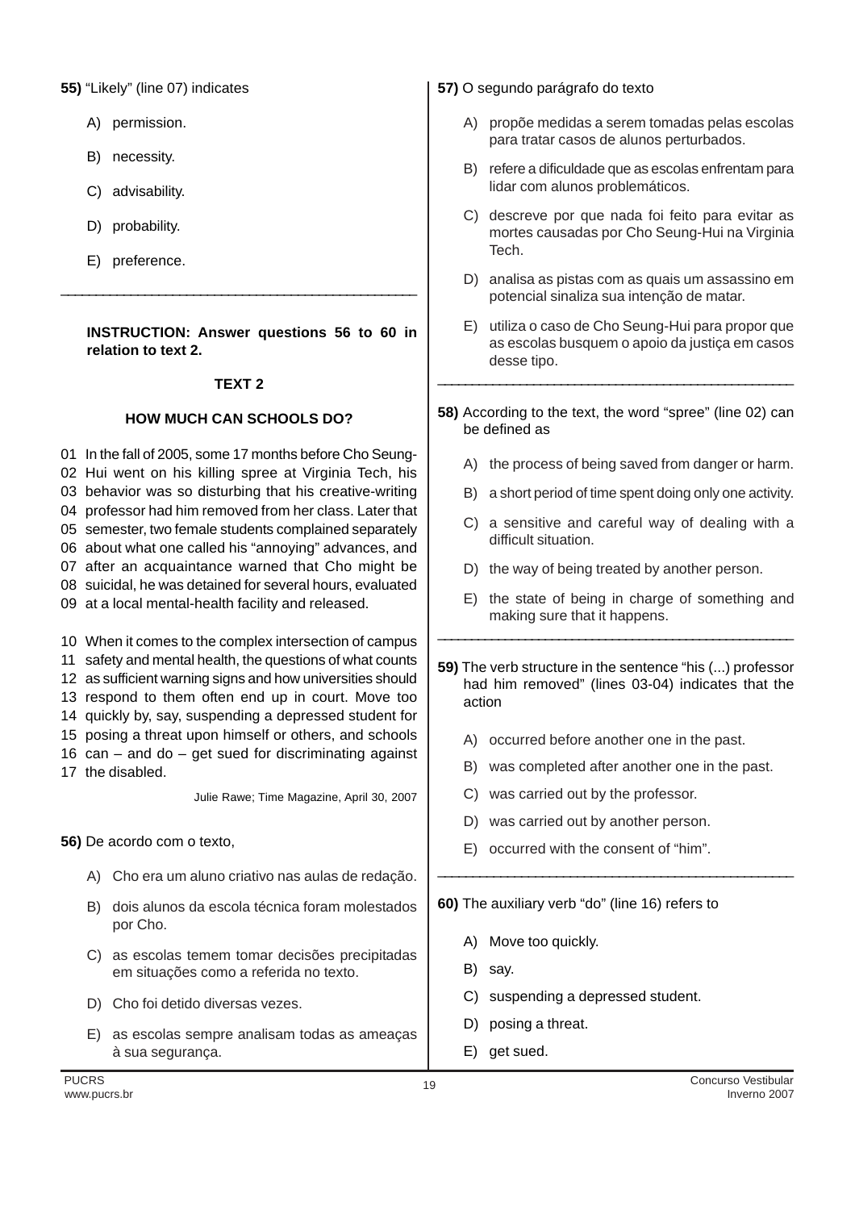**55)** "Likely" (line 07) indicates

A) permission.

B) necessity.

C) advisability.

D) probability.

E) preference.

---

**INSTRUCTION: Answer questions 56 to 60 in relation to text 2.**

**TEXT 2**

**HOW MUCH CAN SCHOOLS DO?**

01 In the fall of 2005, some 17 months before Cho Seung-
02 Hui went on his killing spree at Virginia Tech, his
03 behavior was so disturbing that his creative-writing
04 professor had him removed from her class. Later that
05 semester, two female students complained separately
06 about what one called his "annoying" advances, and
07 after an acquaintance warned that Cho might be
08 suicidal, he was detained for several hours, evaluated
09 at a local mental-health facility and released.

10 When it comes to the complex intersection of campus
11 safety and mental health, the questions of what counts
12 as sufficient warning signs and how universities should
13 respond to them often end up in court. Move too
14 quickly by, say, suspending a depressed student for
15 posing a threat upon himself or others, and schools
16 can – and do – get sued for discriminating against
17 the disabled.

Julie Rawe; Time Magazine, April 30, 2007

**56)** De acordo com o texto,

A) Cho era um aluno criativo nas aulas de redação.

B) dois alunos da escola técnica foram molestados por Cho.

C) as escolas temem tomar decisões precipitadas em situações como a referida no texto.

D) Cho foi detido diversas vezes.

E) as escolas sempre analisam todas as ameaças à sua segurança.

**57)** O segundo parágrafo do texto

A) propõe medidas a serem tomadas pelas escolas para tratar casos de alunos perturbados.

B) refere a dificuldade que as escolas enfrentam para lidar com alunos problemáticos.

C) descreve por que nada foi feito para evitar as mortes causadas por Cho Seung-Hui na Virginia Tech.

D) analisa as pistas com as quais um assassino em potencial sinaliza sua intenção de matar.

E) utiliza o caso de Cho Seung-Hui para propor que as escolas busquem o apoio da justiça em casos desse tipo.

---

**58)** According to the text, the word "spree" (line 02) can be defined as

A) the process of being saved from danger or harm.

B) a short period of time spent doing only one activity.

C) a sensitive and careful way of dealing with a difficult situation.

D) the way of being treated by another person.

E) the state of being in charge of something and making sure that it happens.

---

**59)** The verb structure in the sentence "his (...) professor had him removed" (lines 03-04) indicates that the action

A) occurred before another one in the past.

B) was completed after another one in the past.

C) was carried out by the professor.

D) was carried out by another person.

E) occurred with the consent of "him".

---

**60)** The auxiliary verb "do" (line 16) refers to

A) Move too quickly.

B) say.

C) suspending a depressed student.

D) posing a threat.

E) get sued.